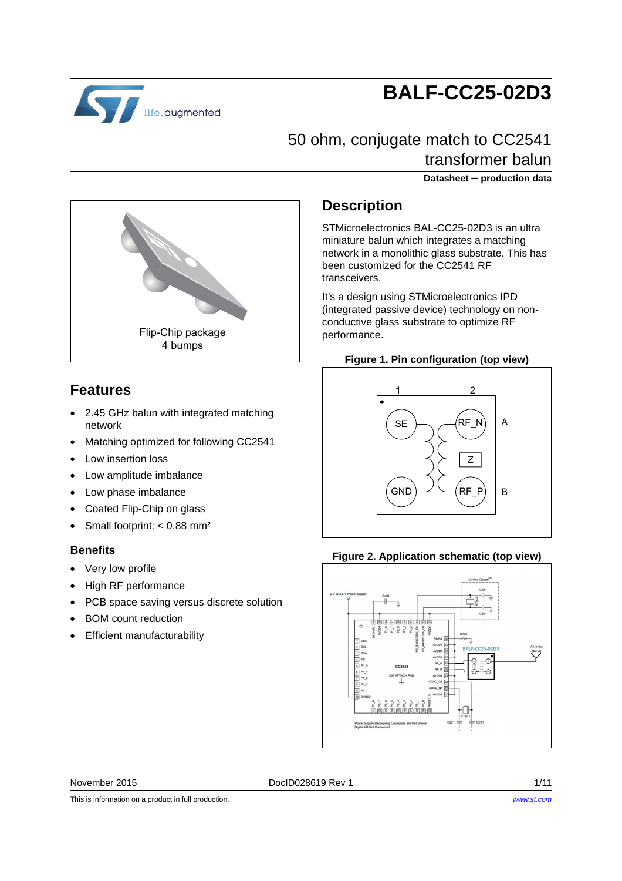# BALF-CC25-02D3

## 50 ohm, conjugate match to CC2541 transformer balun

**Datasheet − production data**

Flip-Chip package
4 bumps

## Features

- 2.45 GHz balun with integrated matching network
- Matching optimized for following CC2541
- Low insertion loss
- Low amplitude imbalance
- Low phase imbalance
- Coated Flip-Chip on glass
- Small footprint: < 0.88 mm²

### Benefits

- Very low profile
- High RF performance
- PCB space saving versus discrete solution
- BOM count reduction
- Efficient manufacturability

## Description

STMicroelectronics BAL-CC25-02D3 is an ultra miniature balun which integrates a matching network in a monolithic glass substrate. This has been customized for the CC2541 RF transceivers.

It's a design using STMicroelectronics IPD (integrated passive device) technology on non-conductive glass substrate to optimize RF performance.

**Figure 1. Pin configuration (top view)**

**Figure 2. Application schematic (top view)**

November 2015 DocID028619 Rev 1

This is information on a product in full production. www.st.com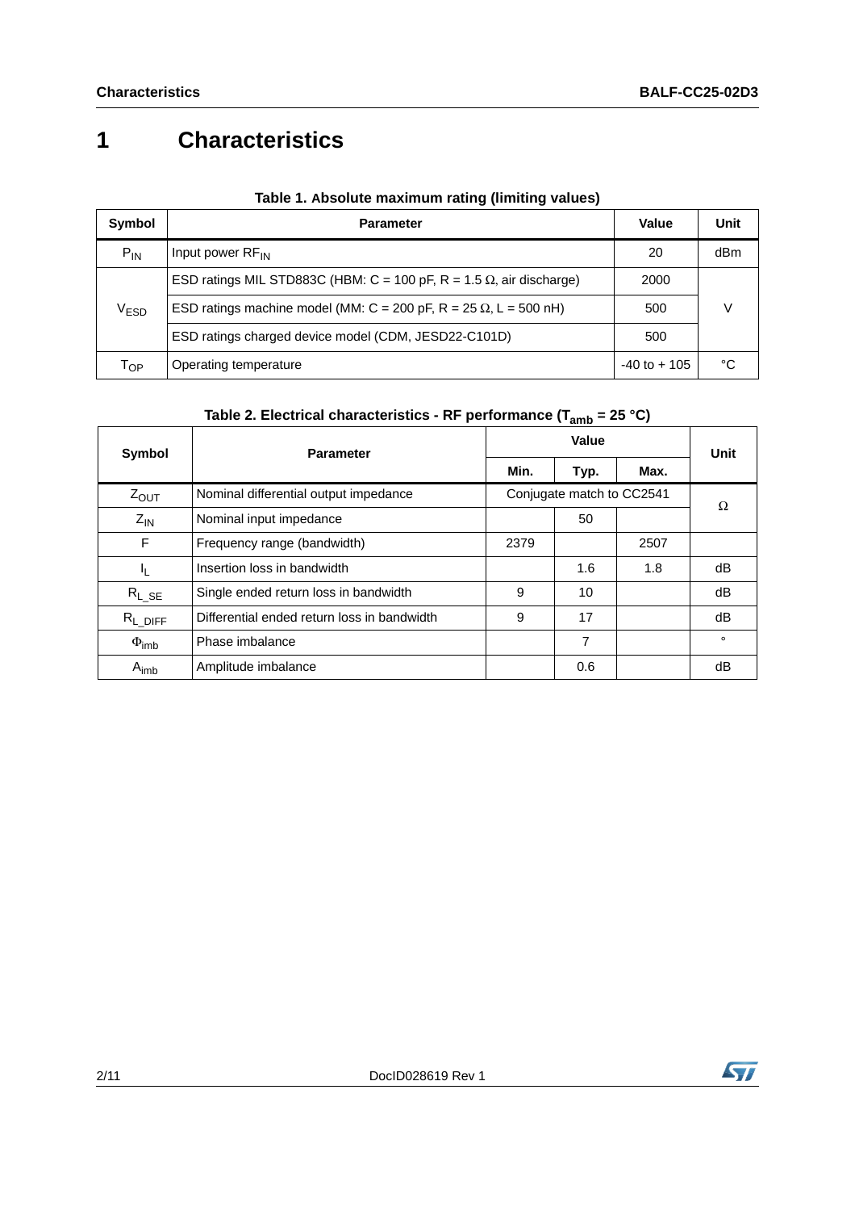# 1 Characteristics

**Table 1. Absolute maximum rating (limiting values)**

| Symbol | Parameter | Value | Unit |
|---|---|---|---|
| $P_{IN}$ | Input power $RF_{IN}$ | 20 | dBm |
| $V_{ESD}$ | ESD ratings MIL STD883C (HBM: C = 100 pF, R = 1.5 Ω, air discharge) | 2000 | V |
| | ESD ratings machine model (MM: C = 200 pF, R = 25 Ω, L = 500 nH) | 500 | |
| | ESD ratings charged device model (CDM, JESD22-C101D) | 500 | |
| $T_{OP}$ | Operating temperature | -40 to + 105 | °C |

**Table 2. Electrical characteristics - RF performance ($T_{amb}$ = 25 °C)**

| Symbol | Parameter | Value | | | Unit |
|---|---|---|---|---|---|
| | | Min. | Typ. | Max. | |
| $Z_{OUT}$ | Nominal differential output impedance | Conjugate match to CC2541 | | | Ω |
| $Z_{IN}$ | Nominal input impedance | | 50 | | |
| F | Frequency range (bandwidth) | 2379 | | 2507 | |
| $I_L$ | Insertion loss in bandwidth | | 1.6 | 1.8 | dB |
| $R_{L\_SE}$ | Single ended return loss in bandwidth | 9 | 10 | | dB |
| $R_{L\_DIFF}$ | Differential ended return loss in bandwidth | 9 | 17 | | dB |
| $\Phi_{imb}$ | Phase imbalance | | 7 | | ° |
| $A_{imb}$ | Amplitude imbalance | | 0.6 | | dB |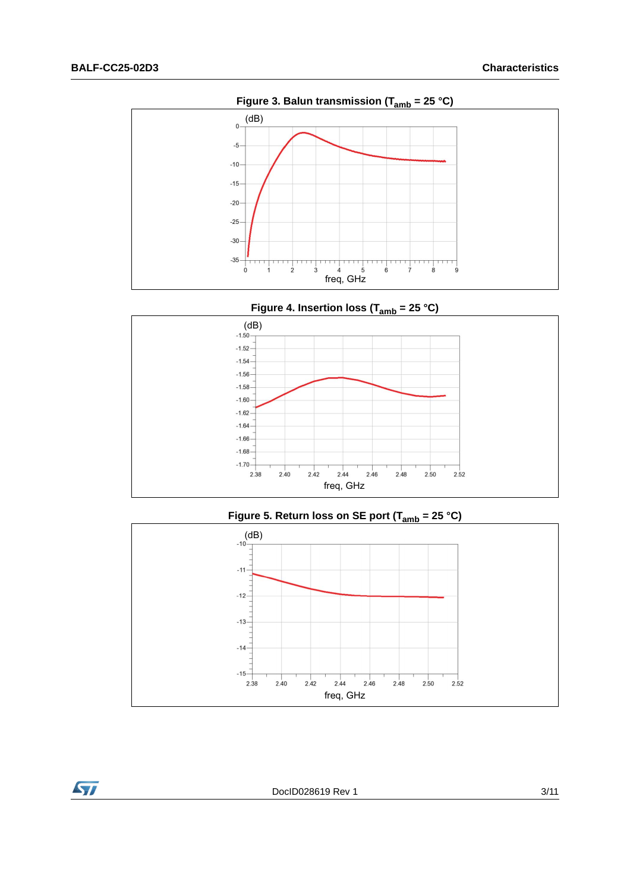Figure 3. Balun transmission ($T_{amb}$ = 25 °C)

Figure 4. Insertion loss ($T_{amb}$ = 25 °C)

Figure 5. Return loss on SE port ($T_{amb}$ = 25 °C)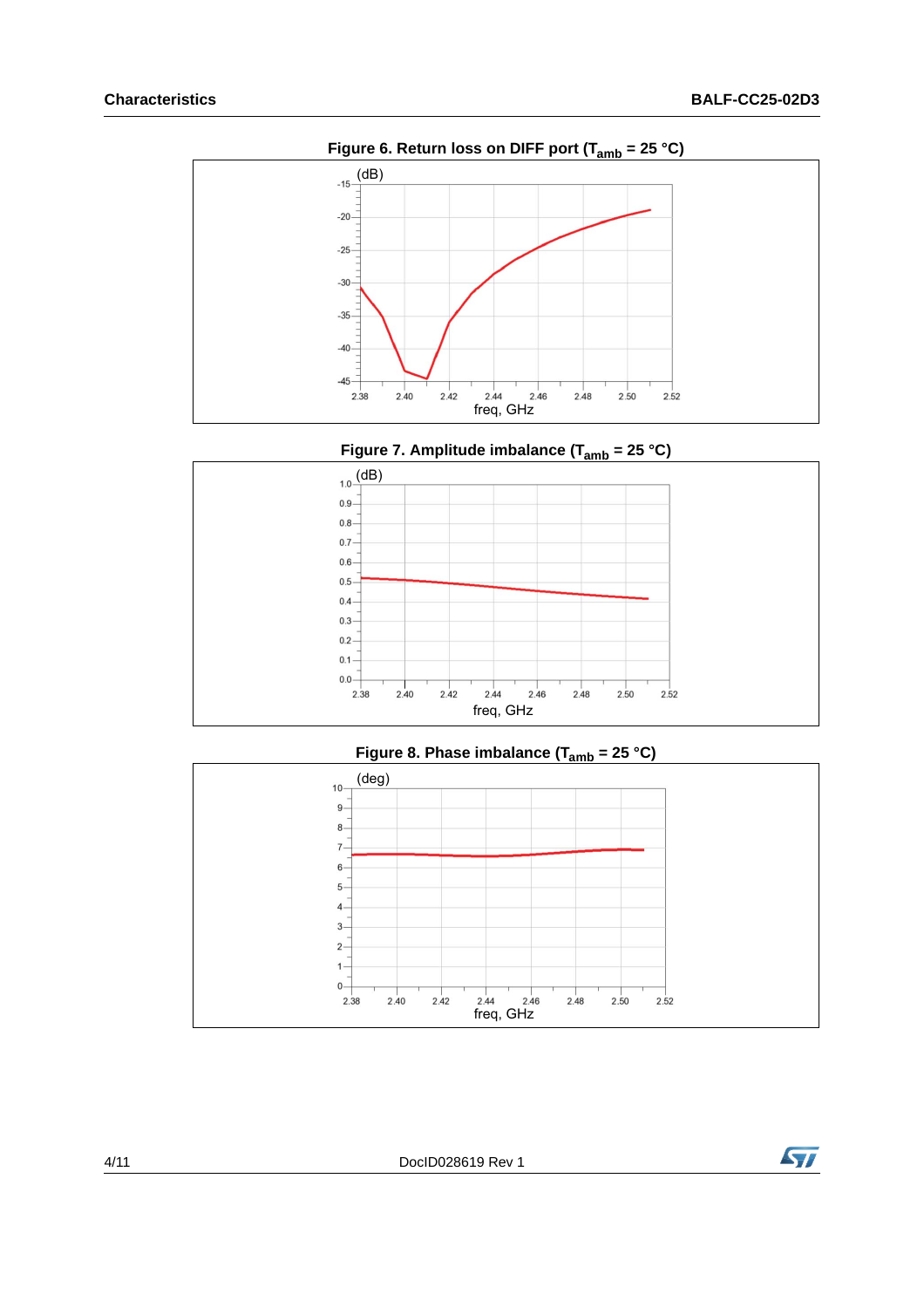Figure 6. Return loss on DIFF port ($T_{amb}$ = 25 °C)

Figure 7. Amplitude imbalance ($T_{amb}$ = 25 °C)

Figure 8. Phase imbalance ($T_{amb}$ = 25 °C)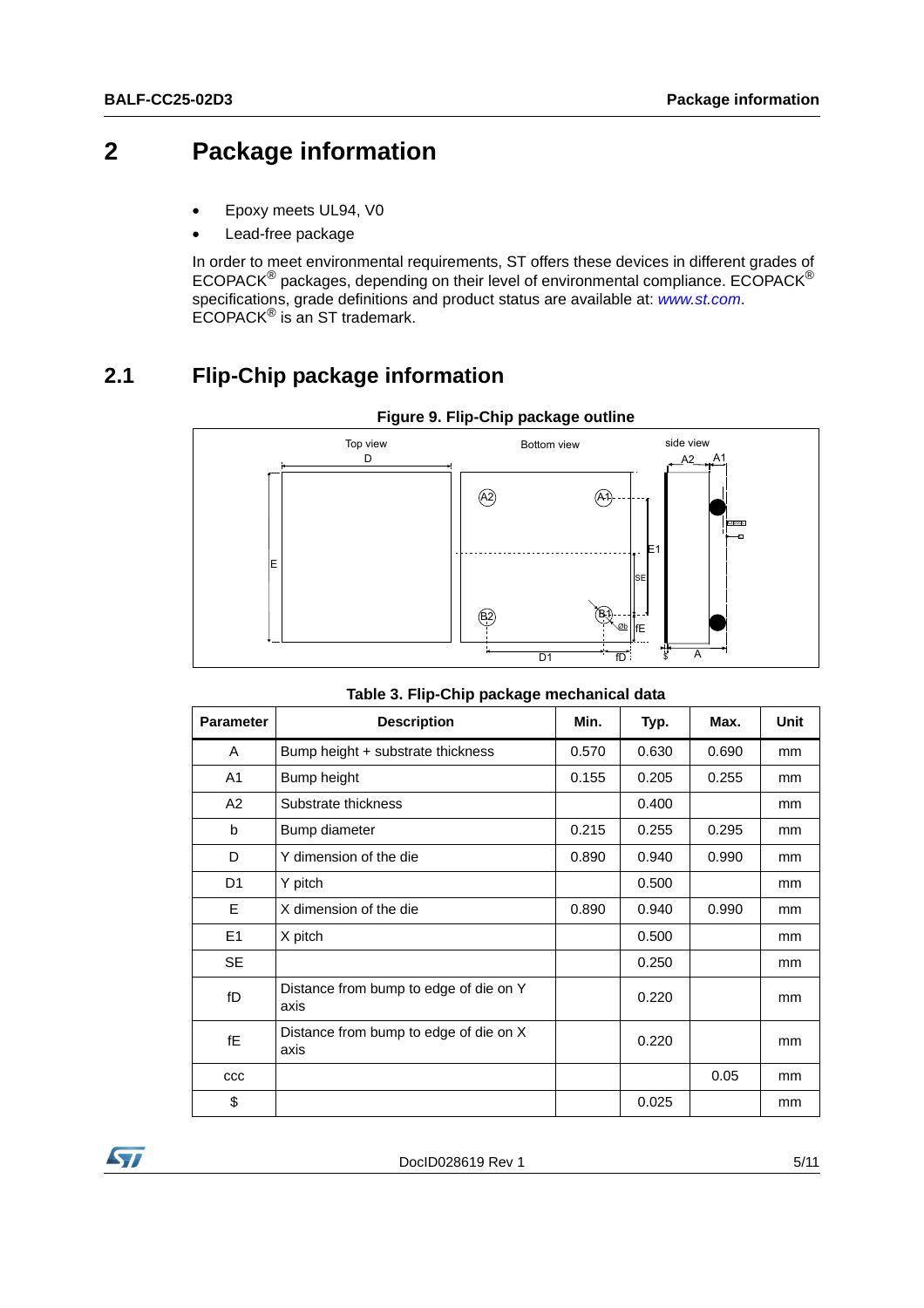# 2 Package information

- Epoxy meets UL94, V0
- Lead-free package

In order to meet environmental requirements, ST offers these devices in different grades of ECOPACK® packages, depending on their level of environmental compliance. ECOPACK® specifications, grade definitions and product status are available at: *www.st.com*. ECOPACK® is an ST trademark.

## 2.1 Flip-Chip package information

**Figure 9. Flip-Chip package outline**

**Table 3. Flip-Chip package mechanical data**

| Parameter | Description | Min. | Typ. | Max. | Unit |
|---|---|---|---|---|---|
| A | Bump height + substrate thickness | 0.570 | 0.630 | 0.690 | mm |
| A1 | Bump height | 0.155 | 0.205 | 0.255 | mm |
| A2 | Substrate thickness | | 0.400 | | mm |
| b | Bump diameter | 0.215 | 0.255 | 0.295 | mm |
| D | Y dimension of the die | 0.890 | 0.940 | 0.990 | mm |
| D1 | Y pitch | | 0.500 | | mm |
| E | X dimension of the die | 0.890 | 0.940 | 0.990 | mm |
| E1 | X pitch | | 0.500 | | mm |
| SE | | | 0.250 | | mm |
| fD | Distance from bump to edge of die on Y axis | | 0.220 | | mm |
| fE | Distance from bump to edge of die on X axis | | 0.220 | | mm |
| ccc | | | | 0.05 | mm |
| $ | | | 0.025 | | mm |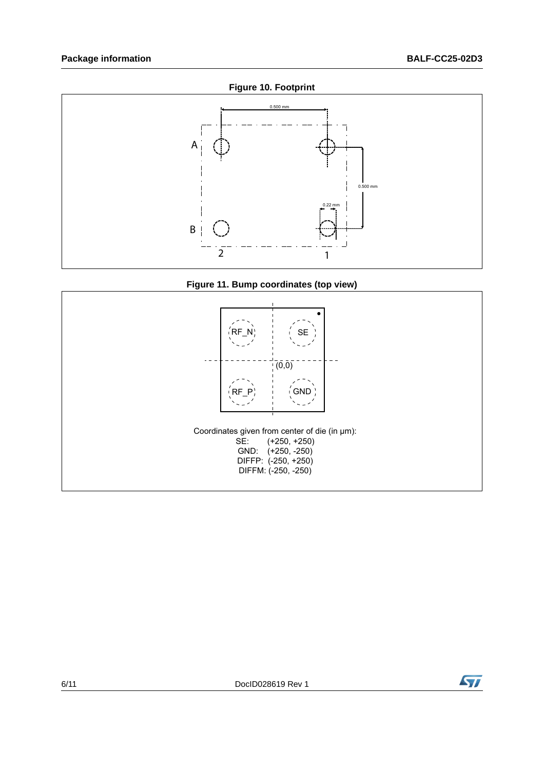**Figure 10. Footprint**

**Figure 11. Bump coordinates (top view)**

Coordinates given from center of die (in µm):

SE: (+250, +250)
GND: (+250, -250)
DIFFP: (-250, +250)
DIFFM: (-250, -250)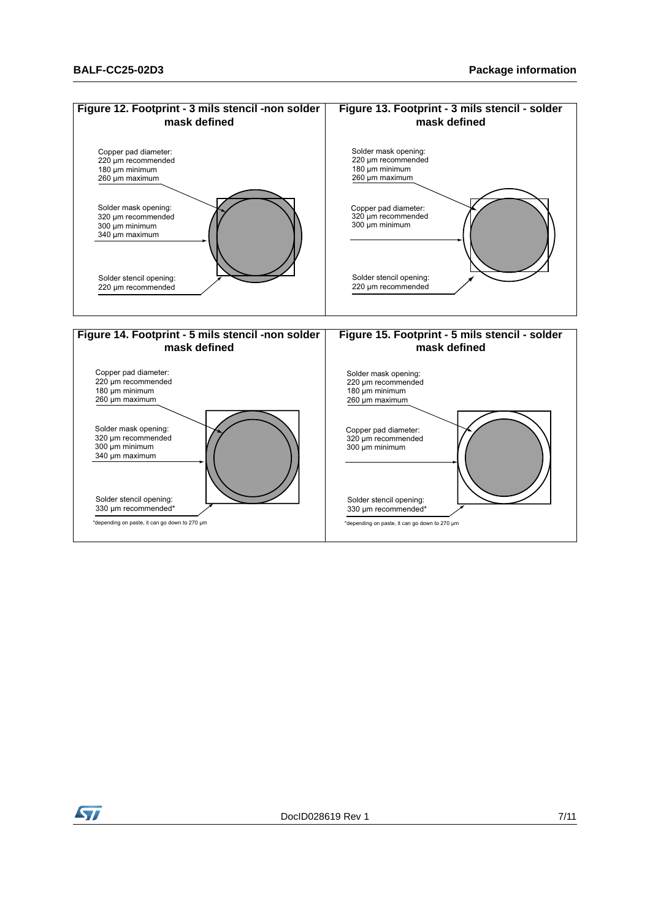**Figure 12. Footprint - 3 mils stencil -non solder mask defined**

Copper pad diameter:
220 µm recommended
180 µm minimum
260 µm maximum

Solder mask opening:
320 µm recommended
300 µm minimum
340 µm maximum

Solder stencil opening:
220 µm recommended

**Figure 13. Footprint - 3 mils stencil - solder mask defined**

Solder mask opening:
220 µm recommended
180 µm minimum
260 µm maximum

Copper pad diameter:
320 µm recommended
300 µm minimum

Solder stencil opening:
220 µm recommended

**Figure 14. Footprint - 5 mils stencil -non solder mask defined**

Copper pad diameter:
220 µm recommended
180 µm minimum
260 µm maximum

Solder mask opening:
320 µm recommended
300 µm minimum
340 µm maximum

Solder stencil opening:
330 µm recommended*

*depending on paste, it can go down to 270 µm

**Figure 15. Footprint - 5 mils stencil - solder mask defined**

Solder mask opening:
220 µm recommended
180 µm minimum
260 µm maximum

Copper pad diameter:
320 µm recommended
300 µm minimum

Solder stencil opening:
330 µm recommended*

*depending on paste, it can go down to 270 µm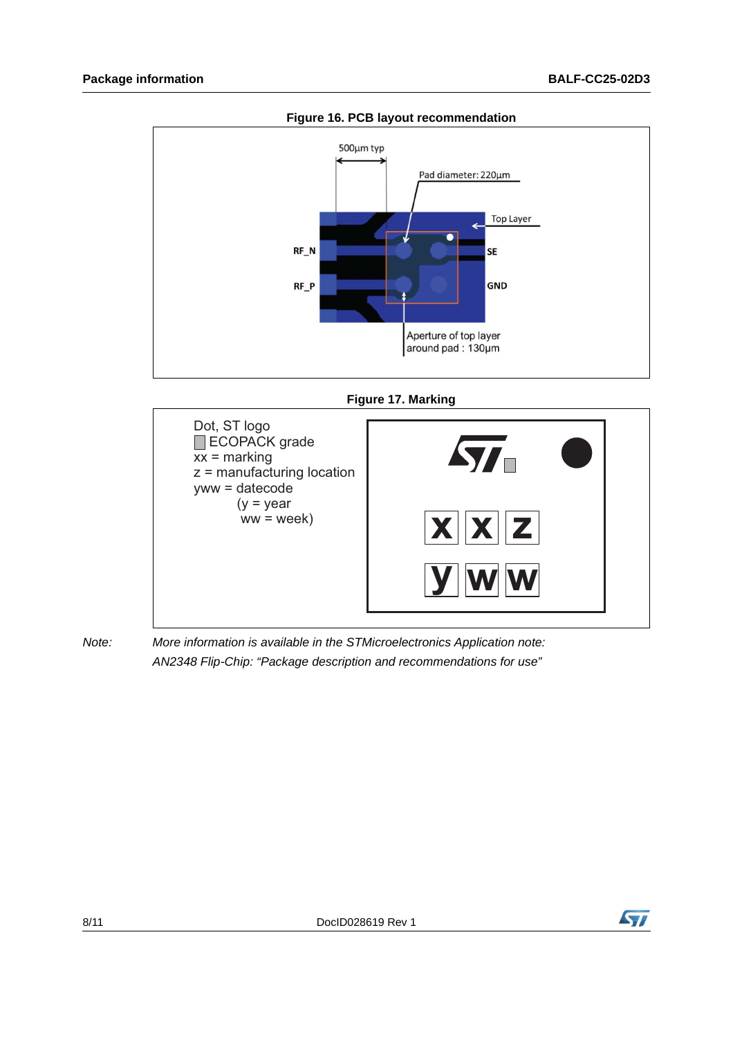Figure 16. PCB layout recommendation

500µm typ

Pad diameter: 220µm

Top Layer

RF_N

SE

RF_P

GND

Aperture of top layer around pad : 130µm

Figure 17. Marking

Dot, ST logo
ECOPACK grade
xx = marking
z = manufacturing location
yww = datecode
(y = year
ww = week)

x x z

y w w

*Note: More information is available in the STMicroelectronics Application note: AN2348 Flip-Chip: "Package description and recommendations for use"*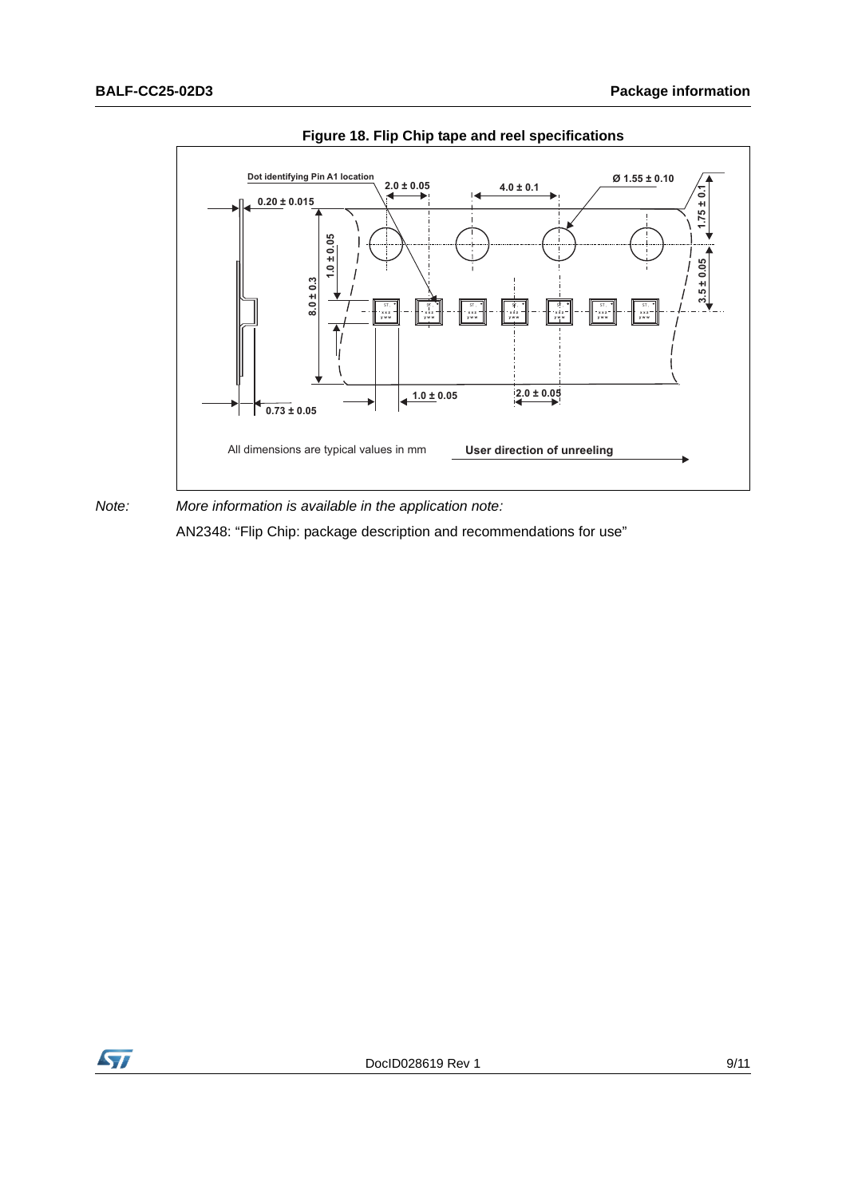**Figure 18. Flip Chip tape and reel specifications**

Dot identifying Pin A1 location

2.0 ± 0.05

4.0 ± 0.1

Ø 1.55 ± 0.10

0.20 ± 0.015

1.75 ± 0.1

1.0 ± 0.05

8.0 ± 0.3

3.5 ± 0.05

1.0 ± 0.05

2.0 ± 0.05

0.73 ± 0.05

All dimensions are typical values in mm

**User direction of unreeling**

*Note: More information is available in the application note:*

AN2348: “Flip Chip: package description and recommendations for use”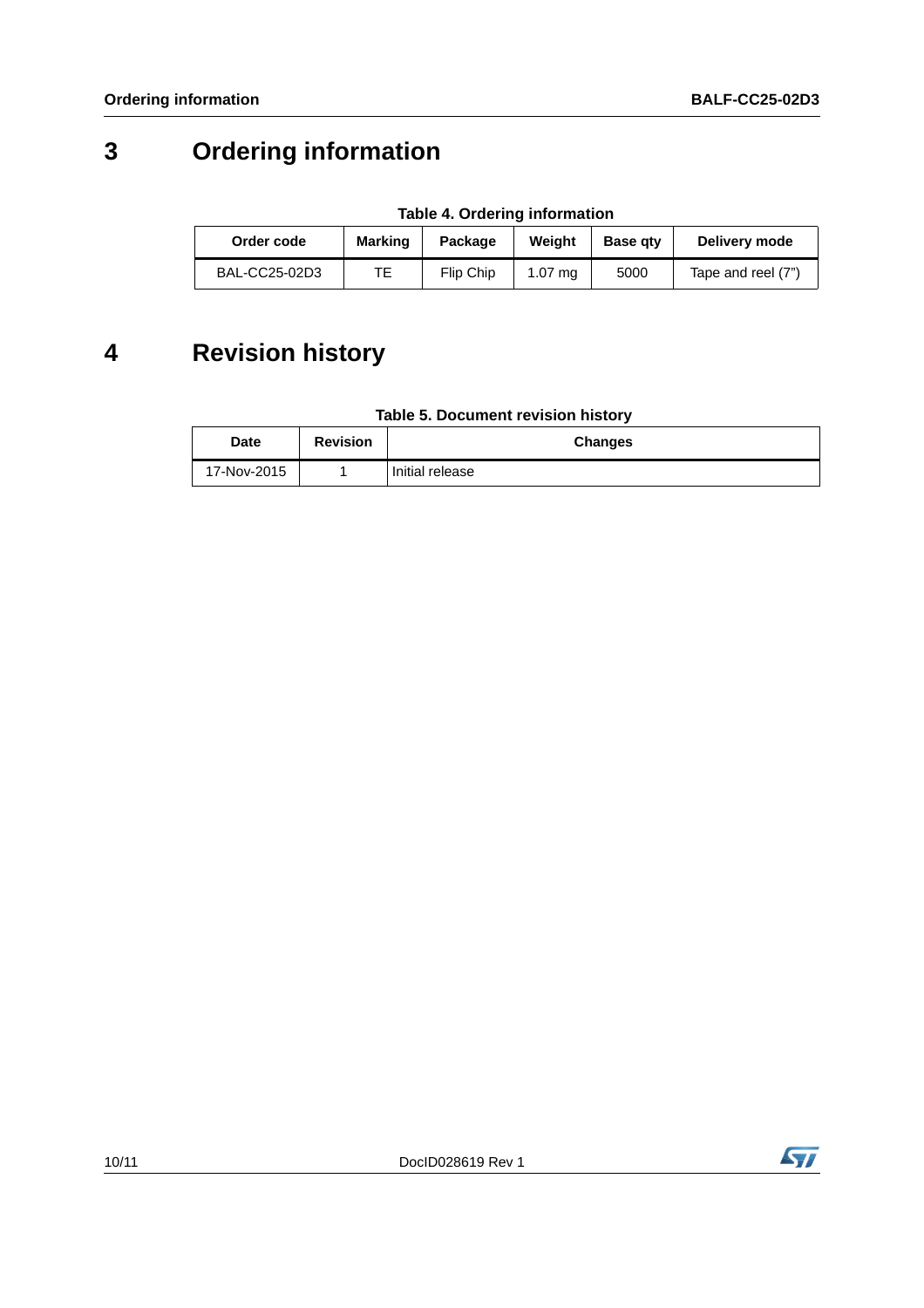# 3 Ordering information

**Table 4. Ordering information**

| Order code | Marking | Package | Weight | Base qty | Delivery mode |
|---|---|---|---|---|---|
| BAL-CC25-02D3 | TE | Flip Chip | 1.07 mg | 5000 | Tape and reel (7") |

# 4 Revision history

**Table 5. Document revision history**

| Date | Revision | Changes |
|---|---|---|
| 17-Nov-2015 | 1 | Initial release |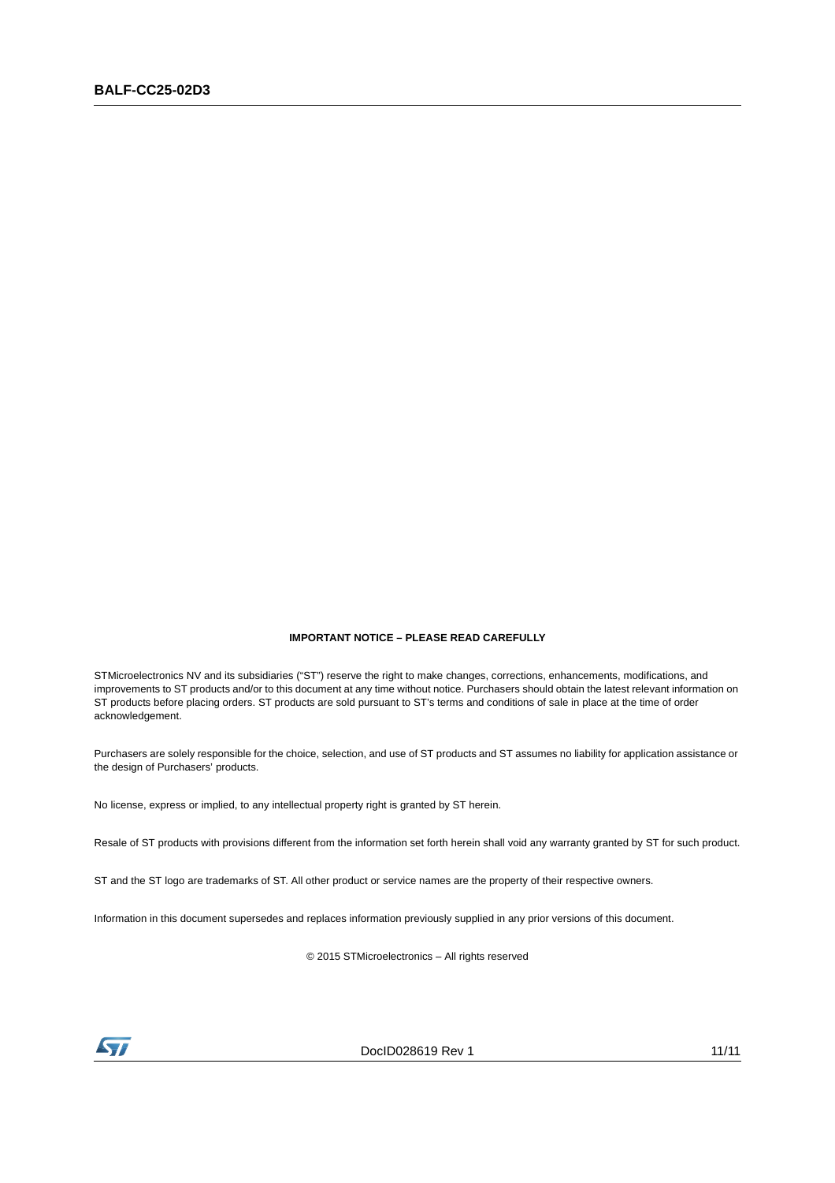**IMPORTANT NOTICE – PLEASE READ CAREFULLY**

STMicroelectronics NV and its subsidiaries ("ST") reserve the right to make changes, corrections, enhancements, modifications, and improvements to ST products and/or to this document at any time without notice. Purchasers should obtain the latest relevant information on ST products before placing orders. ST products are sold pursuant to ST's terms and conditions of sale in place at the time of order acknowledgement.

Purchasers are solely responsible for the choice, selection, and use of ST products and ST assumes no liability for application assistance or the design of Purchasers' products.

No license, express or implied, to any intellectual property right is granted by ST herein.

Resale of ST products with provisions different from the information set forth herein shall void any warranty granted by ST for such product.

ST and the ST logo are trademarks of ST. All other product or service names are the property of their respective owners.

Information in this document supersedes and replaces information previously supplied in any prior versions of this document.

© 2015 STMicroelectronics – All rights reserved